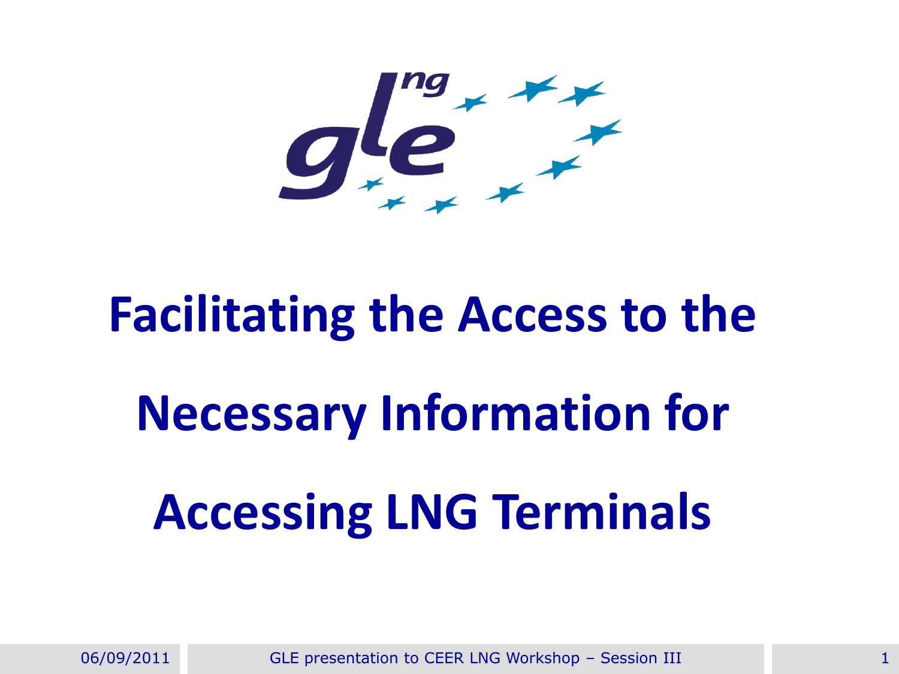# Facilitating the Access to the Necessary Information for Accessing LNG Terminals

06/09/2011

GLE presentation to CEER LNG Workshop – Session III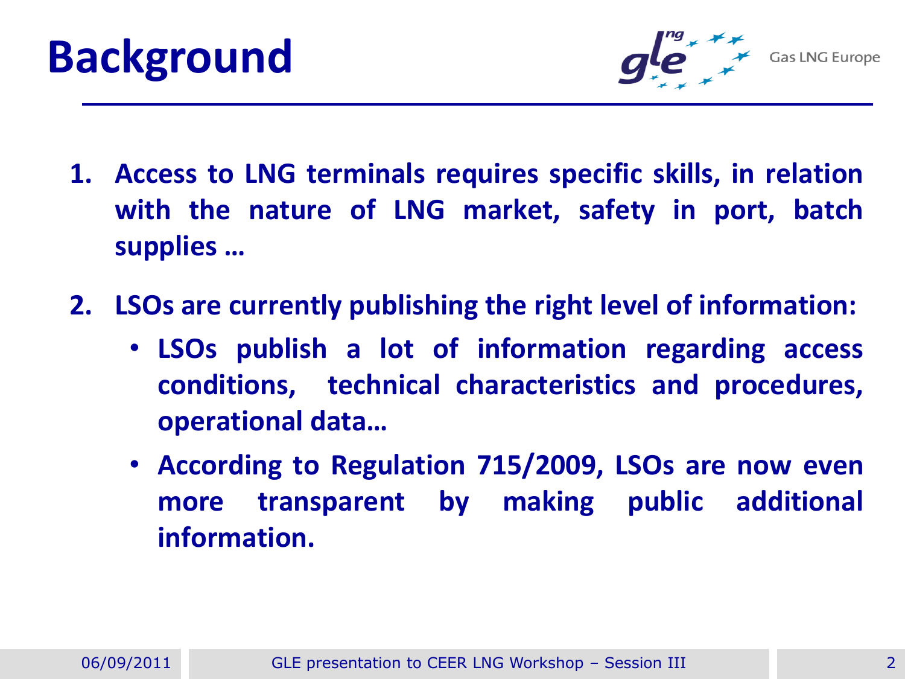# Background

1. **Access to LNG terminals requires specific skills, in relation with the nature of LNG market, safety in port, batch supplies …**

2. **LSOs are currently publishing the right level of information:**
   - **LSOs publish a lot of information regarding access conditions, technical characteristics and procedures, operational data…**
   - **According to Regulation 715/2009, LSOs are now even more transparent by making public additional information.**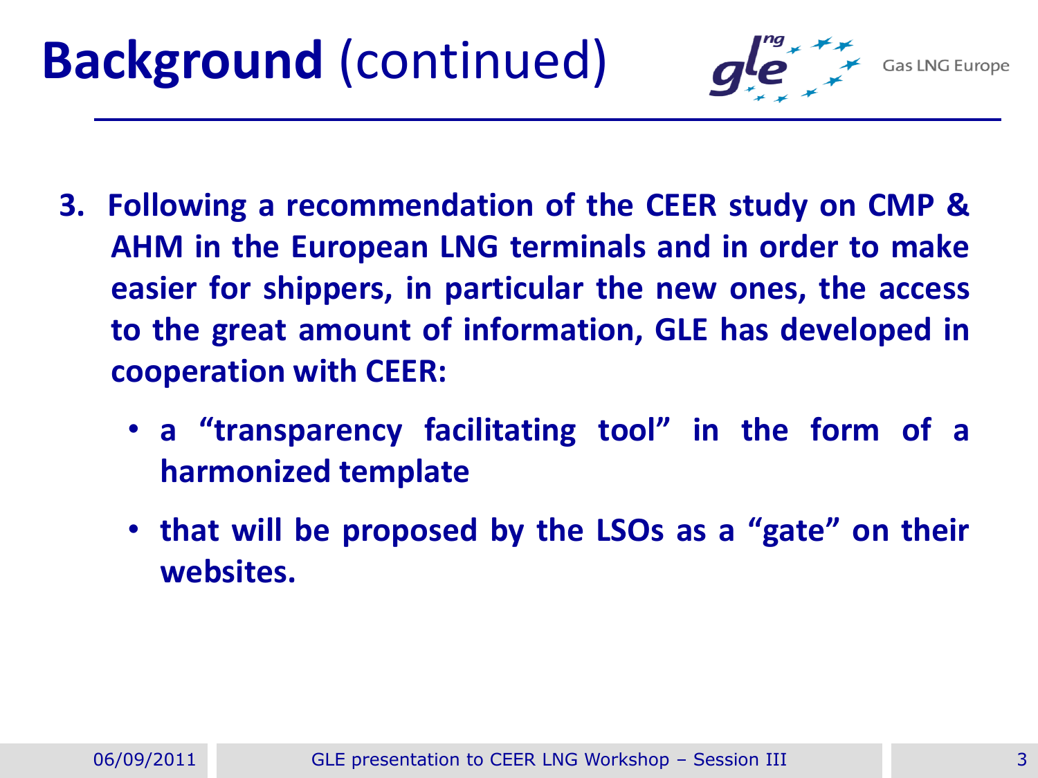# **Background** (continued)

3. **Following a recommendation of the CEER study on CMP & AHM in the European LNG terminals and in order to make easier for shippers, in particular the new ones, the access to the great amount of information, GLE has developed in cooperation with CEER:**
   - **a "transparency facilitating tool" in the form of a harmonized template**
   - **that will be proposed by the LSOs as a "gate" on their websites.**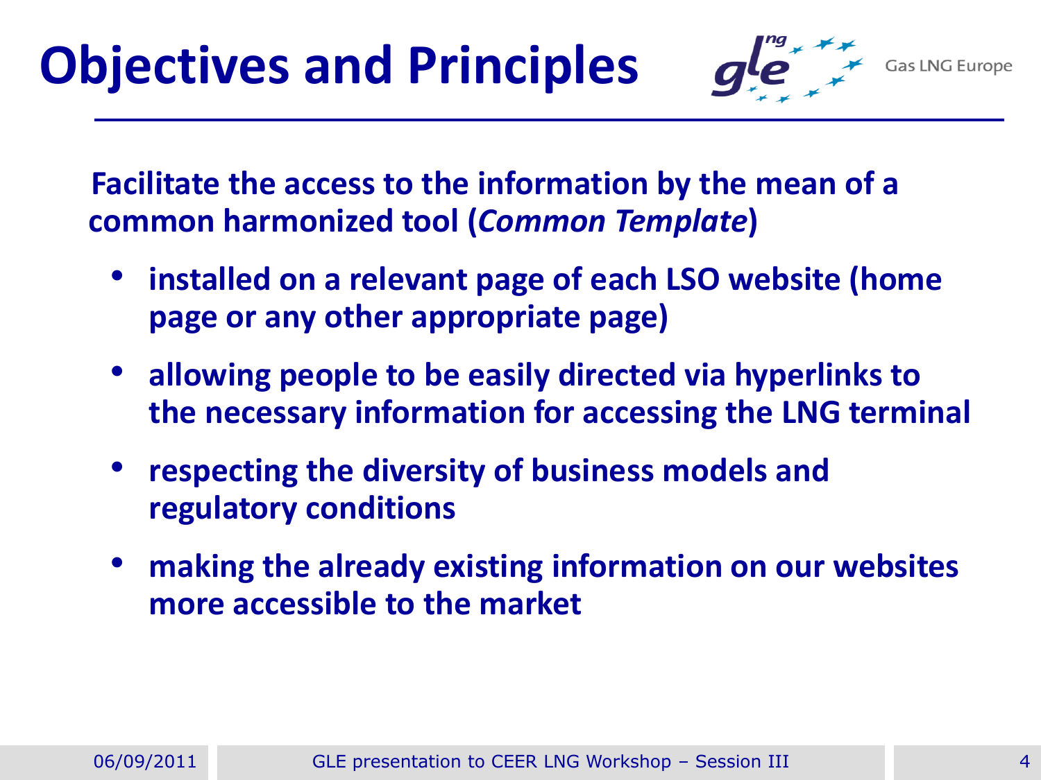# Objectives and Principles

**Facilitate the access to the information by the mean of a common harmonized tool (*Common Template*)**

- **installed on a relevant page of each LSO website (home page or any other appropriate page)**
- **allowing people to be easily directed via hyperlinks to the necessary information for accessing the LNG terminal**
- **respecting the diversity of business models and regulatory conditions**
- **making the already existing information on our websites more accessible to the market**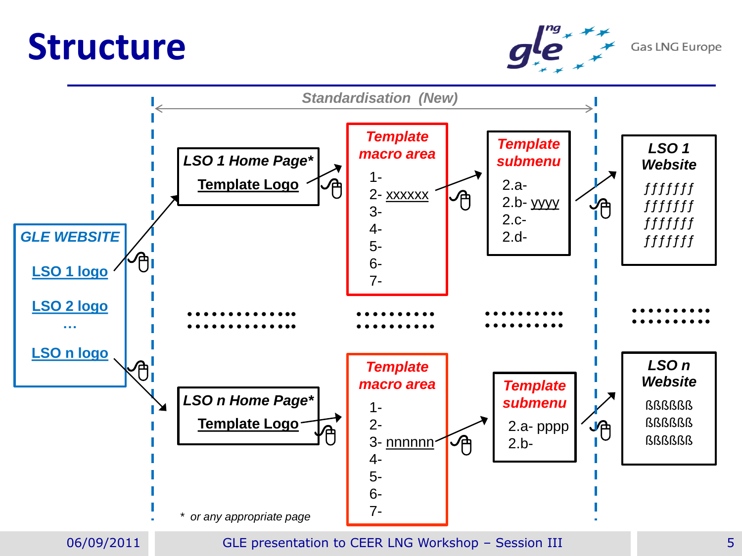# Structure

*Standardisation (New)*

**GLE WEBSITE**

- LSO 1 logo
- LSO 2 logo
- …
- LSO n logo

**LSO 1 Home Page***

Template Logo

**Template macro area**

1-
2- xxxxxx
3-
4-
5-
6-
7-

**Template submenu**

2.a-
2.b- yyyy
2.c-
2.d-

**LSO 1 Website**

ƒƒƒƒƒƒƒ
ƒƒƒƒƒƒƒ
ƒƒƒƒƒƒƒ
ƒƒƒƒƒƒƒ

…

**LSO n Home Page***

Template Logo

**Template macro area**

1-
2-
3- nnnnnn
4-
5-
6-
7-

**Template submenu**

2.a- pppp
2.b-

**LSO n Website**

ßßßßßß
ßßßßßß
ßßßßßß

\* or any appropriate page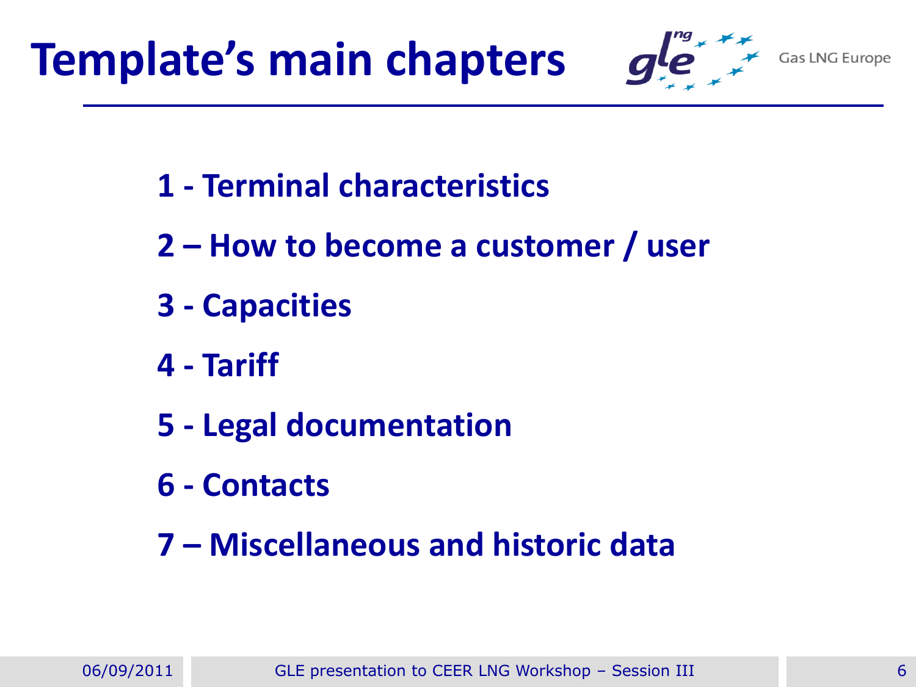# Template's main chapters

1 - Terminal characteristics

2 – How to become a customer / user

3 - Capacities

4 - Tariff

5 - Legal documentation

6 - Contacts

7 – Miscellaneous and historic data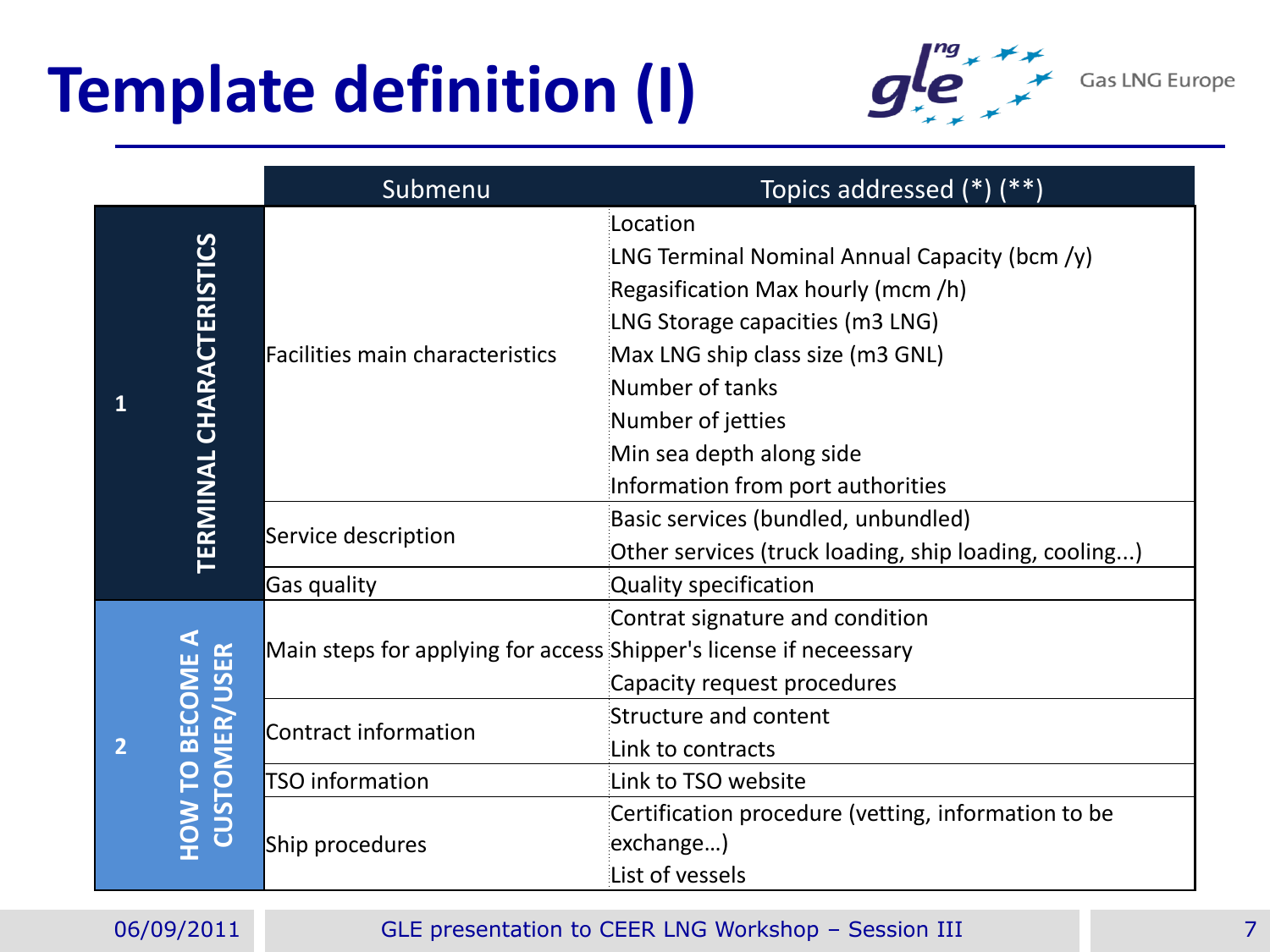# Template definition (I)

| | | Submenu | Topics addressed (*) (**) |
|---|---|---|---|
| 1 | TERMINAL CHARACTERISTICS | Facilities main characteristics | Location<br>LNG Terminal Nominal Annual Capacity (bcm /y)<br>Regasification Max hourly (mcm /h)<br>LNG Storage capacities (m3 LNG)<br>Max LNG ship class size (m3 GNL)<br>Number of tanks<br>Number of jetties<br>Min sea depth along side<br>Information from port authorities |
| | | Service description | Basic services (bundled, unbundled)<br>Other services (truck loading, ship loading, cooling...) |
| | | Gas quality | Quality specification |
| 2 | HOW TO BECOME A CUSTOMER/USER | Main steps for applying for access | Contrat signature and condition<br>Shipper's license if neceessary<br>Capacity request procedures |
| | | Contract information | Structure and content<br>Link to contracts |
| | | TSO information | Link to TSO website |
| | | Ship procedures | Certification procedure (vetting, information to be exchange…)<br>List of vessels |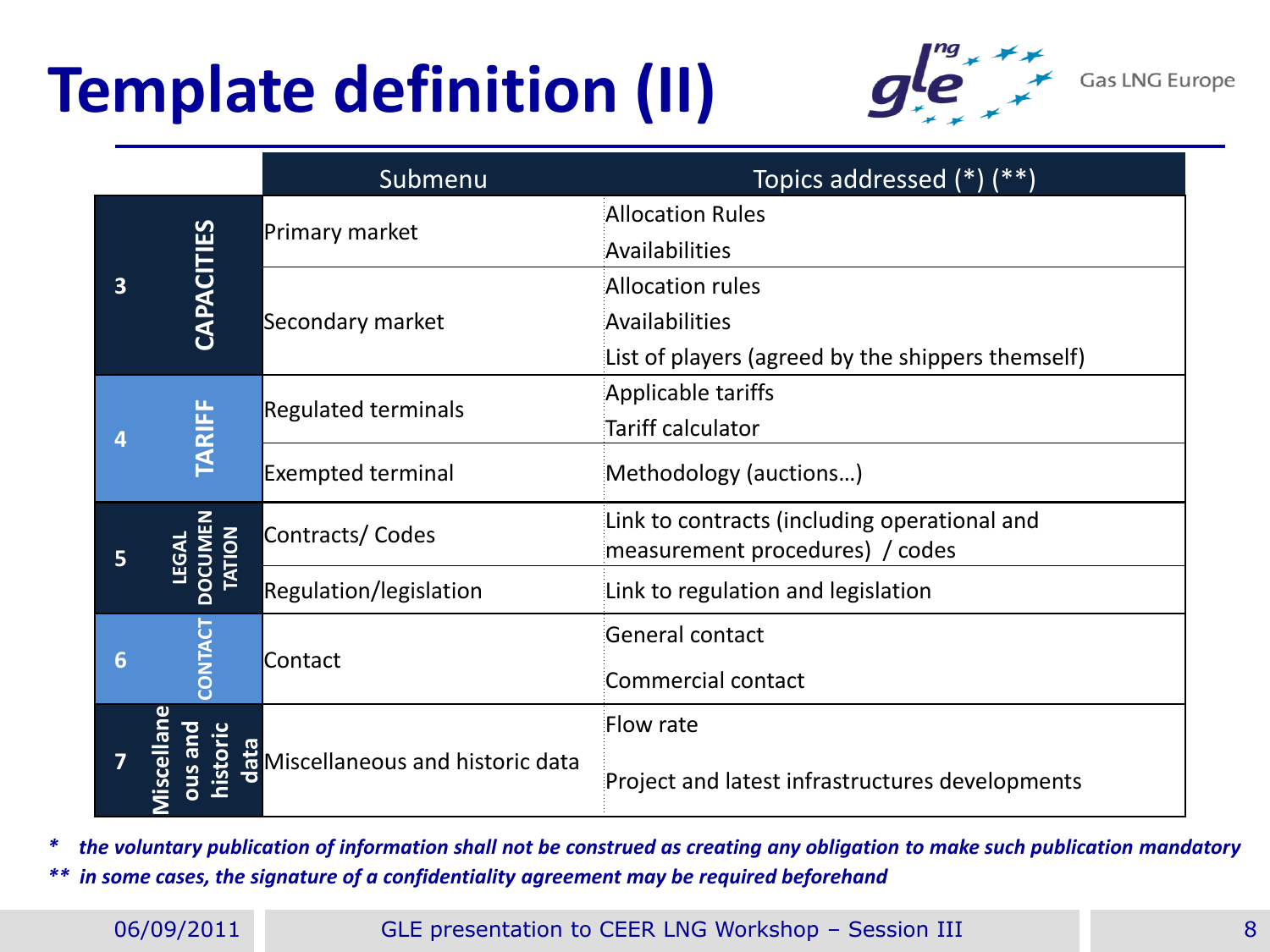# Template definition (II)

| | | Submenu | Topics addressed (*) (**) |
|---|---|---|---|
| 3 | CAPACITIES | Primary market | Allocation Rules<br>Availabilities |
| | | Secondary market | Allocation rules<br>Availabilities<br>List of players (agreed by the shippers themself) |
| 4 | TARIFF | Regulated terminals | Applicable tariffs<br>Tariff calculator |
| | | Exempted terminal | Methodology (auctions…) |
| 5 | LEGAL DOCUMENTATION | Contracts/ Codes | Link to contracts (including operational and measurement procedures) / codes |
| | | Regulation/legislation | Link to regulation and legislation |
| 6 | CONTACT | Contact | General contact<br>Commercial contact |
| 7 | Miscellaneous and historic data | Miscellaneous and historic data | Flow rate<br>Project and latest infrastructures developments |

*\* the voluntary publication of information shall not be construed as creating any obligation to make such publication mandatory*

*\*\* in some cases, the signature of a confidentiality agreement may be required beforehand*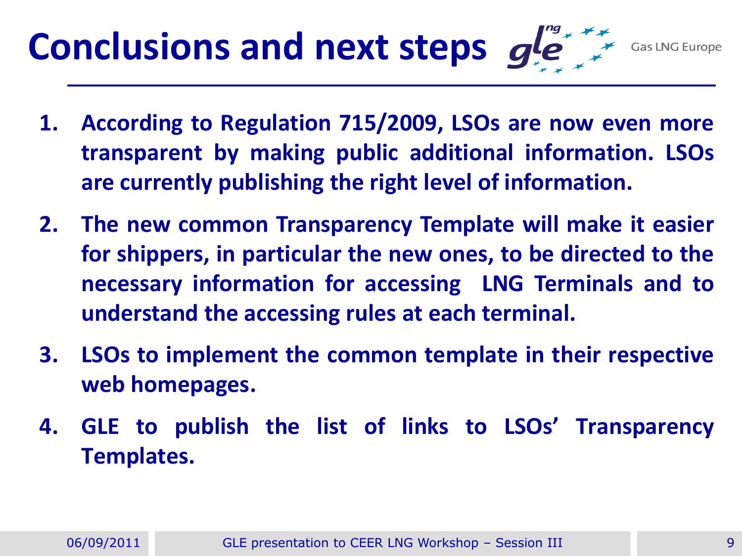# Conclusions and next steps

1. **According to Regulation 715/2009, LSOs are now even more transparent by making public additional information. LSOs are currently publishing the right level of information.**
2. **The new common Transparency Template will make it easier for shippers, in particular the new ones, to be directed to the necessary information for accessing LNG Terminals and to understand the accessing rules at each terminal.**
3. **LSOs to implement the common template in their respective web homepages.**
4. **GLE to publish the list of links to LSOs' Transparency Templates.**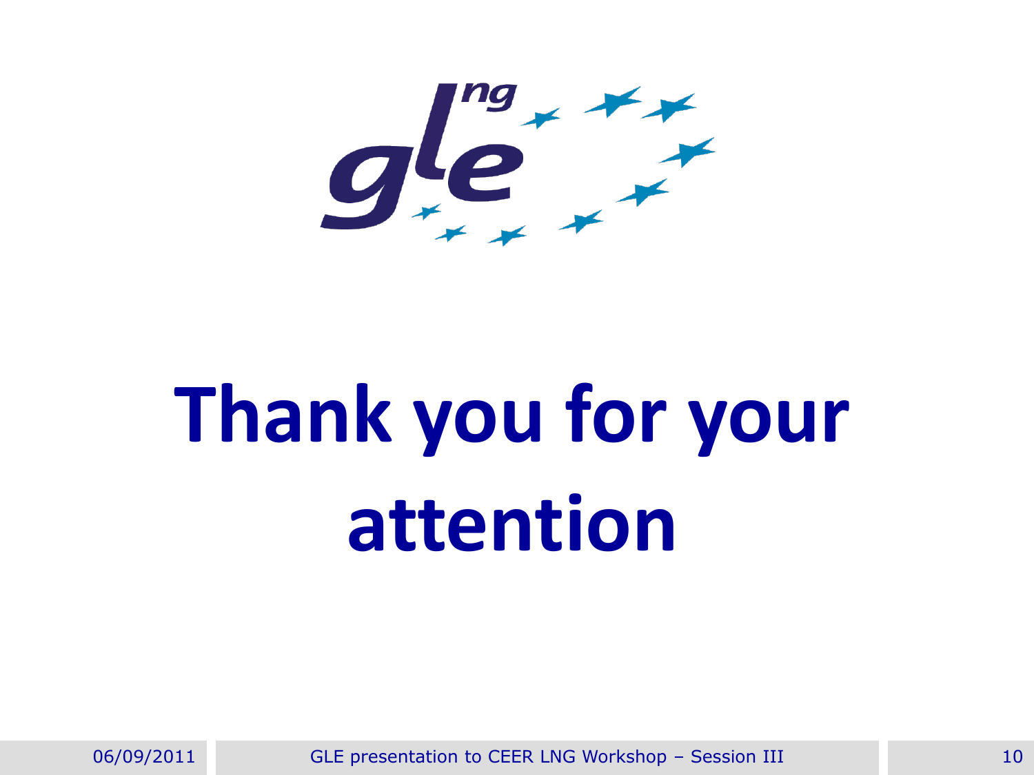# Thank you for your attention